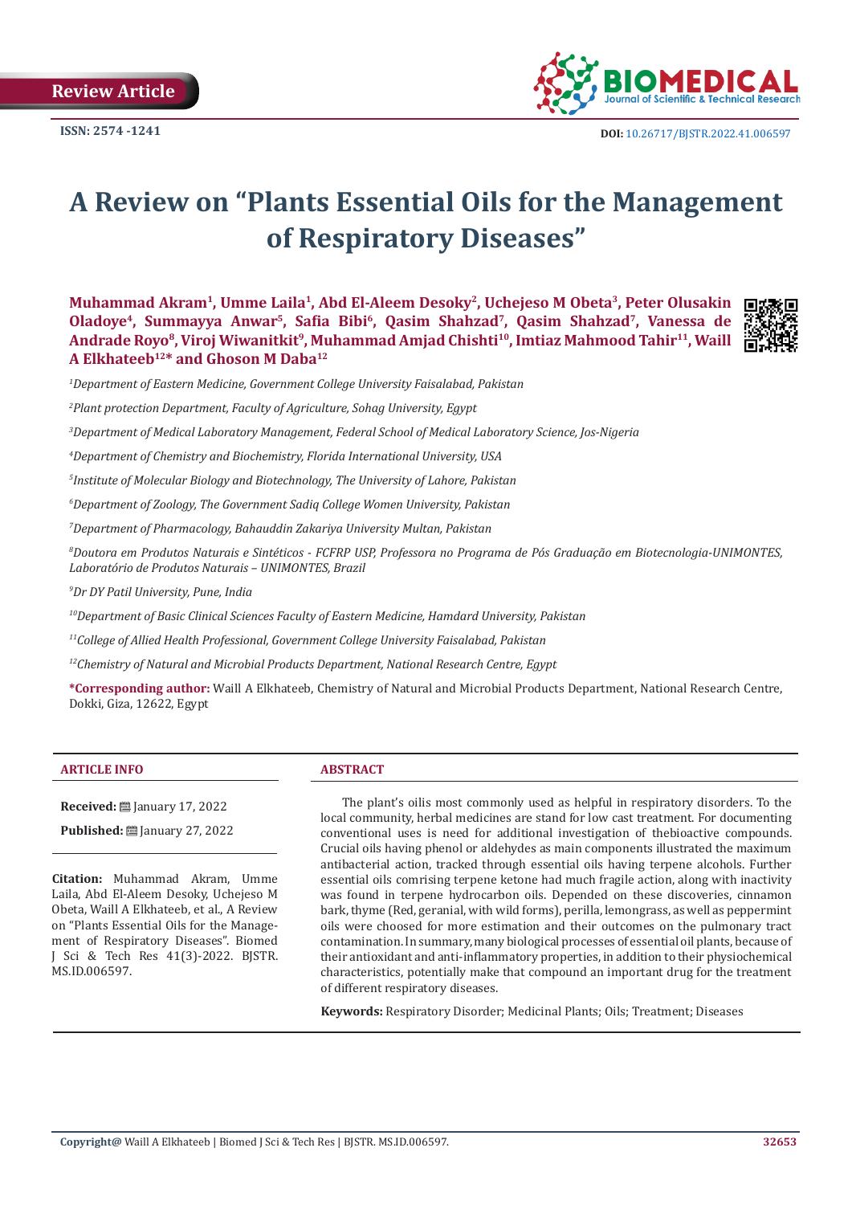Review Article

ISSN: 2574 -1241

DOI: 10.26717/BJSTR.2022.41.006597

# A Review on “Plants Essential Oils for the Management of Respiratory Diseases”

**Muhammad Akram[1], Umme Laila[1], Abd El-Aleem Desoky[2], Uchejeso M Obeta[3], Peter Olusakin Oladoye[4], Summayya Anwar[5], Safia Bibi[6], Qasim Shahzad[7], Qasim Shahzad[7], Vanessa de Andrade Royo[8], Viroj Wiwanitkit[9], Muhammad Amjad Chishti[10], Imtiaz Mahmood Tahir[11], Waill A Elkhateeb[12]* and Ghoson M Daba[12]**

*[1]Department of Eastern Medicine, Government College University Faisalabad, Pakistan*

*[2]Plant protection Department, Faculty of Agriculture, Sohag University, Egypt*

*[3]Department of Medical Laboratory Management, Federal School of Medical Laboratory Science, Jos-Nigeria*

*[4]Department of Chemistry and Biochemistry, Florida International University, USA*

*[5]Institute of Molecular Biology and Biotechnology, The University of Lahore, Pakistan*

*[6]Department of Zoology, The Government Sadiq College Women University, Pakistan*

*[7]Department of Pharmacology, Bahauddin Zakariya University Multan, Pakistan*

*[8]Doutora em Produtos Naturais e Sintéticos - FCFRP USP, Professora no Programa de Pós Graduação em Biotecnologia-UNIMONTES, Laboratório de Produtos Naturais – UNIMONTES, Brazil*

*[9]Dr DY Patil University, Pune, India*

*[10]Department of Basic Clinical Sciences Faculty of Eastern Medicine, Hamdard University, Pakistan*

*[11]College of Allied Health Professional, Government College University Faisalabad, Pakistan*

*[12]Chemistry of Natural and Microbial Products Department, National Research Centre, Egypt*

**\*Corresponding author:** Waill A Elkhateeb, Chemistry of Natural and Microbial Products Department, National Research Centre, Dokki, Giza, 12622, Egypt

## ARTICLE INFO

**Received:** January 17, 2022

**Published:** January 27, 2022

**Citation:** Muhammad Akram, Umme Laila, Abd El-Aleem Desoky, Uchejeso M Obeta, Waill A Elkhateeb, et al., A Review on “Plants Essential Oils for the Management of Respiratory Diseases”. Biomed J Sci & Tech Res 41(3)-2022. BJSTR. MS.ID.006597.

## ABSTRACT

The plant’s oilis most commonly used as helpful in respiratory disorders. To the local community, herbal medicines are stand for low cast treatment. For documenting conventional uses is need for additional investigation of thebioactive compounds. Crucial oils having phenol or aldehydes as main components illustrated the maximum antibacterial action, tracked through essential oils having terpene alcohols. Further essential oils comrising terpene ketone had much fragile action, along with inactivity was found in terpene hydrocarbon oils. Depended on these discoveries, cinnamon bark, thyme (Red, geranial, with wild forms), perilla, lemongrass, as well as peppermint oils were choosed for more estimation and their outcomes on the pulmonary tract contamination. In summary, many biological processes of essential oil plants, because of their antioxidant and anti-inflammatory properties, in addition to their physiochemical characteristics, potentially make that compound an important drug for the treatment of different respiratory diseases.

**Keywords:** Respiratory Disorder; Medicinal Plants; Oils; Treatment; Diseases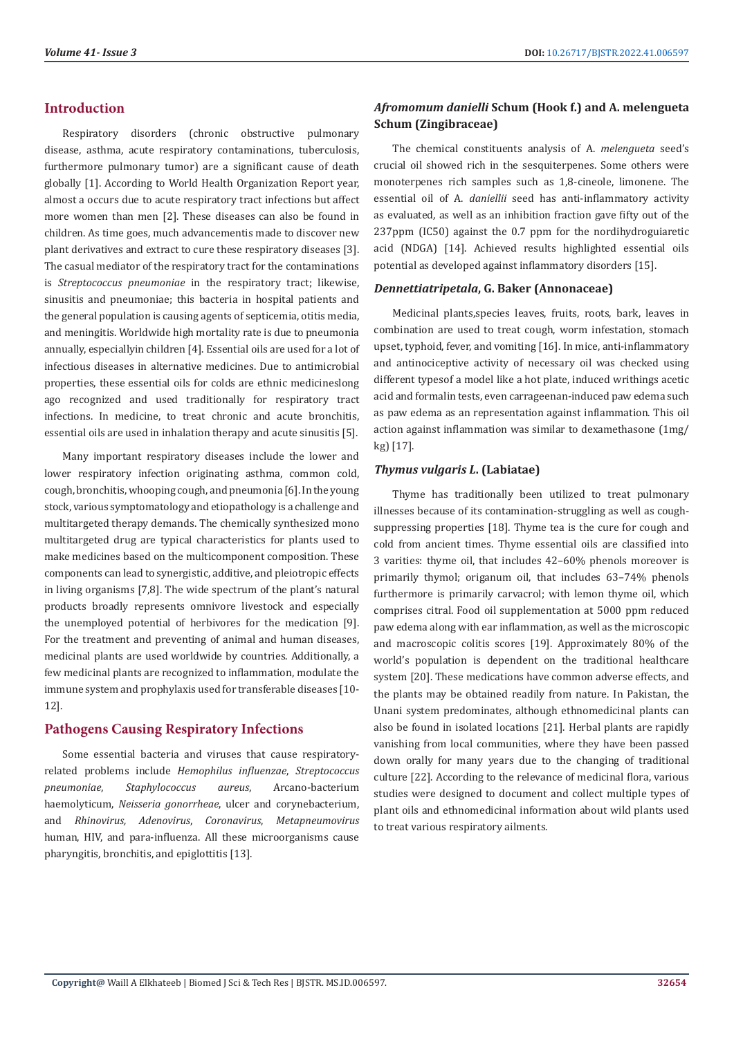## Introduction

Respiratory disorders (chronic obstructive pulmonary disease, asthma, acute respiratory contaminations, tuberculosis, furthermore pulmonary tumor) are a significant cause of death globally [1]. According to World Health Organization Report year, almost a occurs due to acute respiratory tract infections but affect more women than men [2]. These diseases can also be found in children. As time goes, much advancementis made to discover new plant derivatives and extract to cure these respiratory diseases [3]. The casual mediator of the respiratory tract for the contaminations is *Streptococcus pneumoniae* in the respiratory tract; likewise, sinusitis and pneumoniae; this bacteria in hospital patients and the general population is causing agents of septicemia, otitis media, and meningitis. Worldwide high mortality rate is due to pneumonia annually, especiallyin children [4]. Essential oils are used for a lot of infectious diseases in alternative medicines. Due to antimicrobial properties, these essential oils for colds are ethnic medicineslong ago recognized and used traditionally for respiratory tract infections. In medicine, to treat chronic and acute bronchitis, essential oils are used in inhalation therapy and acute sinusitis [5].

Many important respiratory diseases include the lower and lower respiratory infection originating asthma, common cold, cough, bronchitis, whooping cough, and pneumonia [6]. In the young stock, various symptomatology and etiopathology is a challenge and multitargeted therapy demands. The chemically synthesized mono multitargeted drug are typical characteristics for plants used to make medicines based on the multicomponent composition. These components can lead to synergistic, additive, and pleiotropic effects in living organisms [7,8]. The wide spectrum of the plant's natural products broadly represents omnivore livestock and especially the unemployed potential of herbivores for the medication [9]. For the treatment and preventing of animal and human diseases, medicinal plants are used worldwide by countries. Additionally, a few medicinal plants are recognized to inflammation, modulate the immune system and prophylaxis used for transferable diseases [10-12].

## Pathogens Causing Respiratory Infections

Some essential bacteria and viruses that cause respiratory-related problems include *Hemophilus influenzae*, *Streptococcus pneumoniae*, *Staphylococcus aureus*, Arcano-bacterium haemolyticum, *Neisseria gonorrheae*, ulcer and corynebacterium, and *Rhinovirus, Adenovirus*, *Coronavirus*, *Metapneumovirus* human, HIV, and para-influenza. All these microorganisms cause pharyngitis, bronchitis, and epiglottitis [13].

### *Afromomum danielli* Schum (Hook f.) and A. melengueta Schum (Zingibraceae)

The chemical constituents analysis of A. *melengueta* seed's crucial oil showed rich in the sesquiterpenes. Some others were monoterpenes rich samples such as 1,8-cineole, limonene. The essential oil of A. *daniellii* seed has anti-inflammatory activity as evaluated, as well as an inhibition fraction gave fifty out of the 237ppm (IC50) against the 0.7 ppm for the nordihydroguiaretic acid (NDGA) [14]. Achieved results highlighted essential oils potential as developed against inflammatory disorders [15].

### *Dennettiatripetala*, G. Baker (Annonaceae)

Medicinal plants,species leaves, fruits, roots, bark, leaves in combination are used to treat cough, worm infestation, stomach upset, typhoid, fever, and vomiting [16]. In mice, anti-inflammatory and antinociceptive activity of necessary oil was checked using different typesof a model like a hot plate, induced writhings acetic acid and formalin tests, even carrageenan-induced paw edema such as paw edema as an representation against inflammation. This oil action against inflammation was similar to dexamethasone (1mg/kg) [17].

### *Thymus vulgaris L.* (Labiatae)

Thyme has traditionally been utilized to treat pulmonary illnesses because of its contamination-struggling as well as cough-suppressing properties [18]. Thyme tea is the cure for cough and cold from ancient times. Thyme essential oils are classified into 3 varities: thyme oil, that includes 42–60% phenols moreover is primarily thymol; origanum oil, that includes 63–74% phenols furthermore is primarily carvacrol; with lemon thyme oil, which comprises citral. Food oil supplementation at 5000 ppm reduced paw edema along with ear inflammation, as well as the microscopic and macroscopic colitis scores [19]. Approximately 80% of the world's population is dependent on the traditional healthcare system [20]. These medications have common adverse effects, and the plants may be obtained readily from nature. In Pakistan, the Unani system predominates, although ethnomedicinal plants can also be found in isolated locations [21]. Herbal plants are rapidly vanishing from local communities, where they have been passed down orally for many years due to the changing of traditional culture [22]. According to the relevance of medicinal flora, various studies were designed to document and collect multiple types of plant oils and ethnomedicinal information about wild plants used to treat various respiratory ailments.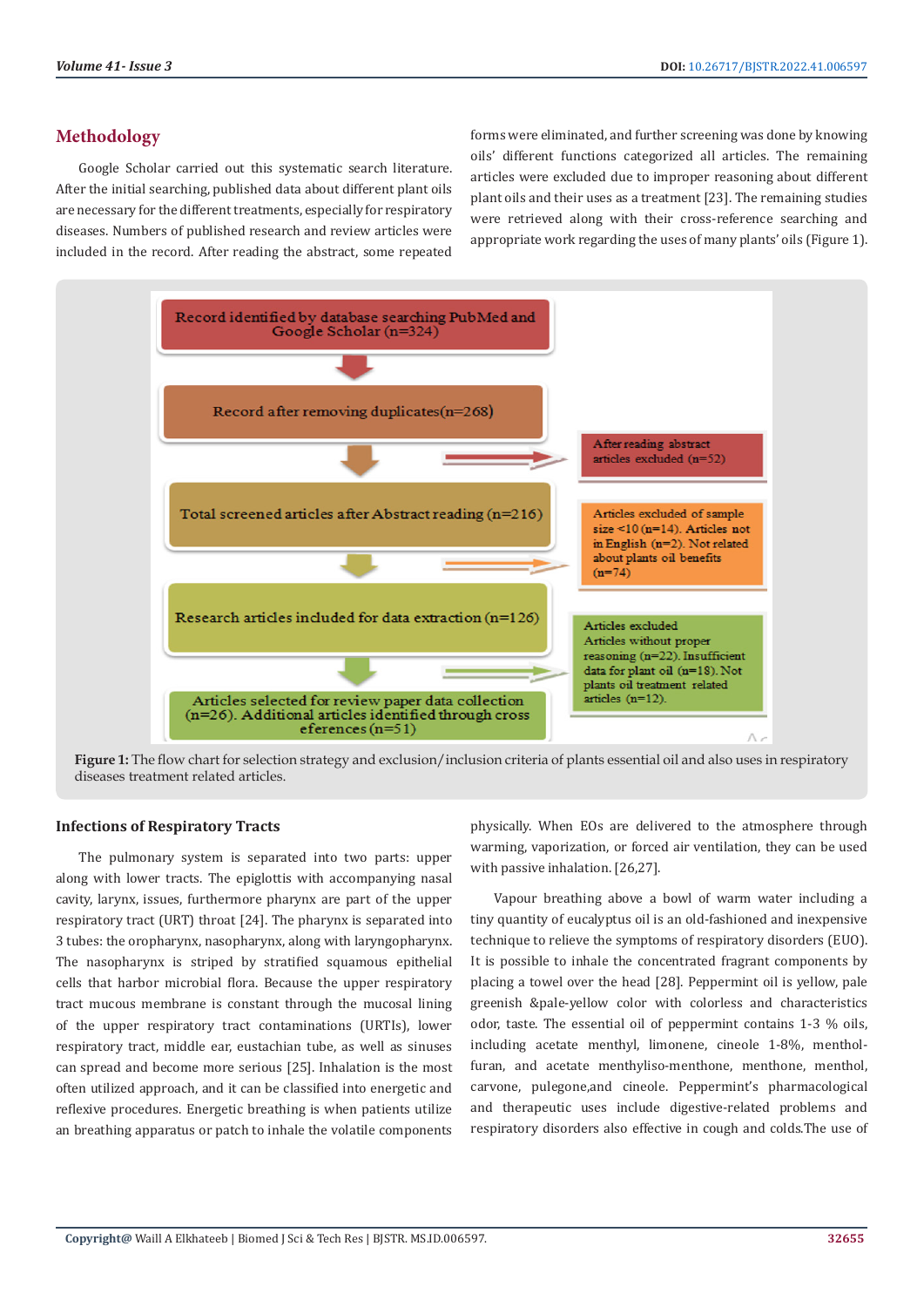## Methodology

Google Scholar carried out this systematic search literature. After the initial searching, published data about different plant oils are necessary for the different treatments, especially for respiratory diseases. Numbers of published research and review articles were included in the record. After reading the abstract, some repeated forms were eliminated, and further screening was done by knowing oils' different functions categorized all articles. The remaining articles were excluded due to improper reasoning about different plant oils and their uses as a treatment [23]. The remaining studies were retrieved along with their cross-reference searching and appropriate work regarding the uses of many plants' oils (Figure 1).

Record identified by database searching PubMed and Google Scholar (n=324)

Record after removing duplicates(n=268)

After reading abstract articles excluded (n=52)

Total screened articles after Abstract reading (n=216)

Articles excluded of sample size <10 (n=14). Articles not in English (n=2). Not related about plants oil benefits (n=74)

Research articles included for data extraction (n=126)

Articles excluded Articles without proper reasoning (n=22). Insufficient data for plant oil (n=18). Not plants oil treatment related articles (n=12).

Articles selected for review paper data collection (n=26). Additional articles identified through cross eferences (n=51)

**Figure 1:** The flow chart for selection strategy and exclusion/inclusion criteria of plants essential oil and also uses in respiratory diseases treatment related articles.

### Infections of Respiratory Tracts

The pulmonary system is separated into two parts: upper along with lower tracts. The epiglottis with accompanying nasal cavity, larynx, issues, furthermore pharynx are part of the upper respiratory tract (URT) throat [24]. The pharynx is separated into 3 tubes: the oropharynx, nasopharynx, along with laryngopharynx. The nasopharynx is striped by stratified squamous epithelial cells that harbor microbial flora. Because the upper respiratory tract mucous membrane is constant through the mucosal lining of the upper respiratory tract contaminations (URTIs), lower respiratory tract, middle ear, eustachian tube, as well as sinuses can spread and become more serious [25]. Inhalation is the most often utilized approach, and it can be classified into energetic and reflexive procedures. Energetic breathing is when patients utilize an breathing apparatus or patch to inhale the volatile components physically. When EOs are delivered to the atmosphere through warming, vaporization, or forced air ventilation, they can be used with passive inhalation. [26,27].

Vapour breathing above a bowl of warm water including a tiny quantity of eucalyptus oil is an old-fashioned and inexpensive technique to relieve the symptoms of respiratory disorders (EUO). It is possible to inhale the concentrated fragrant components by placing a towel over the head [28]. Peppermint oil is yellow, pale greenish &pale-yellow color with colorless and characteristics odor, taste. The essential oil of peppermint contains 1-3 % oils, including acetate menthyl, limonene, cineole 1-8%, menthol-furan, and acetate menthyliso-menthone, menthone, menthol, carvone, pulegone,and cineole. Peppermint's pharmacological and therapeutic uses include digestive-related problems and respiratory disorders also effective in cough and colds.The use of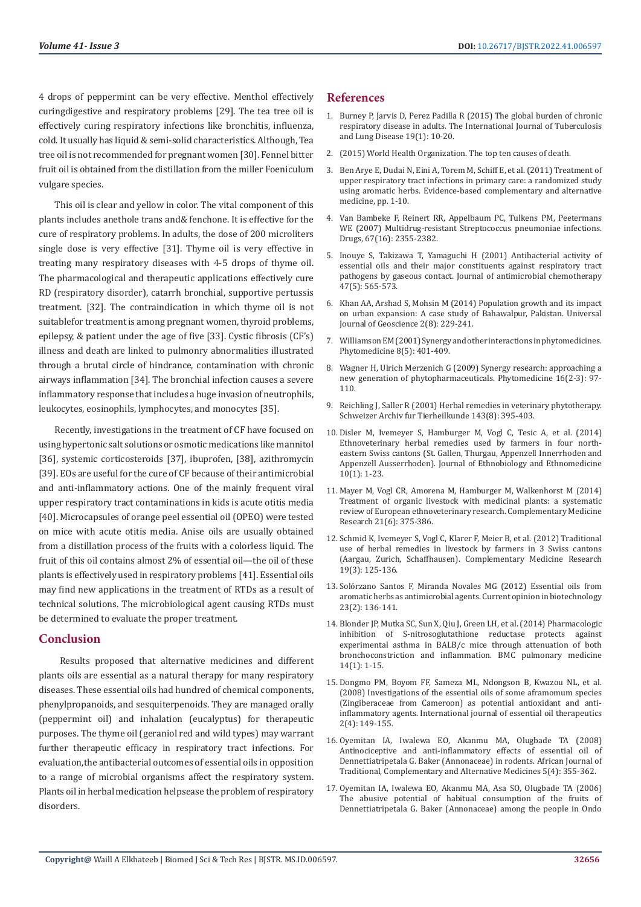4 drops of peppermint can be very effective. Menthol effectively curingdigestive and respiratory problems [29]. The tea tree oil is effectively curing respiratory infections like bronchitis, influenza, cold. It usually has liquid & semi-solid characteristics. Although, Tea tree oil is not recommended for pregnant women [30]. Fennel bitter fruit oil is obtained from the distillation from the miller Foeniculum vulgare species.

This oil is clear and yellow in color. The vital component of this plants includes anethole trans and& fenchone. It is effective for the cure of respiratory problems. In adults, the dose of 200 microliters single dose is very effective [31]. Thyme oil is very effective in treating many respiratory diseases with 4-5 drops of thyme oil. The pharmacological and therapeutic applications effectively cure RD (respiratory disorder), catarrh bronchial, supportive pertussis treatment. [32]. The contraindication in which thyme oil is not suitablefor treatment is among pregnant women, thyroid problems, epilepsy, & patient under the age of five [33]. Cystic fibrosis (CF's) illness and death are linked to pulmonry abnormalities illustrated through a brutal circle of hindrance, contamination with chronic airways inflammation [34]. The bronchial infection causes a severe inflammatory response that includes a huge invasion of neutrophils, leukocytes, eosinophils, lymphocytes, and monocytes [35].

Recently, investigations in the treatment of CF have focused on using hypertonic salt solutions or osmotic medications like mannitol [36], systemic corticosteroids [37], ibuprofen, [38], azithromycin [39]. EOs are useful for the cure of CF because of their antimicrobial and anti-inflammatory actions. One of the mainly frequent viral upper respiratory tract contaminations in kids is acute otitis media [40]. Microcapsules of orange peel essential oil (OPEO) were tested on mice with acute otitis media. Anise oils are usually obtained from a distillation process of the fruits with a colorless liquid. The fruit of this oil contains almost 2% of essential oil—the oil of these plants is effectively used in respiratory problems [41]. Essential oils may find new applications in the treatment of RTDs as a result of technical solutions. The microbiological agent causing RTDs must be determined to evaluate the proper treatment.

## Conclusion

Results proposed that alternative medicines and different plants oils are essential as a natural therapy for many respiratory diseases. These essential oils had hundred of chemical components, phenylpropanoids, and sesquiterpenoids. They are managed orally (peppermint oil) and inhalation (eucalyptus) for therapeutic purposes. The thyme oil (geraniol red and wild types) may warrant further therapeutic efficacy in respiratory tract infections. For evaluation,the antibacterial outcomes of essential oils in opposition to a range of microbial organisms affect the respiratory system. Plants oil in herbal medication helpsease the problem of respiratory disorders.

## References

1. Burney P, Jarvis D, Perez Padilla R (2015) The global burden of chronic respiratory disease in adults. The International Journal of Tuberculosis and Lung Disease 19(1): 10-20.
2. (2015) World Health Organization. The top ten causes of death.
3. Ben Arye E, Dudai N, Eini A, Torem M, Schiff E, et al. (2011) Treatment of upper respiratory tract infections in primary care: a randomized study using aromatic herbs. Evidence-based complementary and alternative medicine, pp. 1-10.
4. Van Bambeke F, Reinert RR, Appelbaum PC, Tulkens PM, Peetermans WE (2007) Multidrug-resistant Streptococcus pneumoniae infections. Drugs, 67(16): 2355-2382.
5. Inouye S, Takizawa T, Yamaguchi H (2001) Antibacterial activity of essential oils and their major constituents against respiratory tract pathogens by gaseous contact. Journal of antimicrobial chemotherapy 47(5): 565-573.
6. Khan AA, Arshad S, Mohsin M (2014) Population growth and its impact on urban expansion: A case study of Bahawalpur, Pakistan. Universal Journal of Geoscience 2(8): 229-241.
7. Williamson EM (2001) Synergy and other interactions in phytomedicines. Phytomedicine 8(5): 401-409.
8. Wagner H, Ulrich Merzenich G (2009) Synergy research: approaching a new generation of phytopharmaceuticals. Phytomedicine 16(2-3): 97-110.
9. Reichling J, Saller R (2001) Herbal remedies in veterinary phytotherapy. Schweizer Archiv fur Tierheilkunde 143(8): 395-403.
10. Disler M, Ivemeyer S, Hamburger M, Vogl C, Tesic A, et al. (2014) Ethnoveterinary herbal remedies used by farmers in four north-eastern Swiss cantons (St. Gallen, Thurgau, Appenzell Innerrhoden and Appenzell Ausserrhoden). Journal of Ethnobiology and Ethnomedicine 10(1): 1-23.
11. Mayer M, Vogl CR, Amorena M, Hamburger M, Walkenhorst M (2014) Treatment of organic livestock with medicinal plants: a systematic review of European ethnoveterinary research. Complementary Medicine Research 21(6): 375-386.
12. Schmid K, Ivemeyer S, Vogl C, Klarer F, Meier B, et al. (2012) Traditional use of herbal remedies in livestock by farmers in 3 Swiss cantons (Aargau, Zurich, Schaffhausen). Complementary Medicine Research 19(3): 125-136.
13. Solórzano Santos F, Miranda Novales MG (2012) Essential oils from aromatic herbs as antimicrobial agents. Current opinion in biotechnology 23(2): 136-141.
14. Blonder JP, Mutka SC, Sun X, Qiu J, Green LH, et al. (2014) Pharmacologic inhibition of S-nitrosoglutathione reductase protects against experimental asthma in BALB/c mice through attenuation of both bronchoconstriction and inflammation. BMC pulmonary medicine 14(1): 1-15.
15. Dongmo PM, Boyom FF, Sameza ML, Ndongson B, Kwazou NL, et al. (2008) Investigations of the essential oils of some aframomum species (Zingiberaceae from Cameroon) as potential antioxidant and anti-inflammatory agents. International journal of essential oil therapeutics 2(4): 149-155.
16. Oyemitan IA, Iwalewa EO, Akanmu MA, Olugbade TA (2008) Antinociceptive and anti-inflammatory effects of essential oil of Dennettiatripetala G. Baker (Annonaceae) in rodents. African Journal of Traditional, Complementary and Alternative Medicines 5(4): 355-362.
17. Oyemitan IA, Iwalewa EO, Akanmu MA, Asa SO, Olugbade TA (2006) The abusive potential of habitual consumption of the fruits of Dennettiatripetala G. Baker (Annonaceae) among the people in Ondo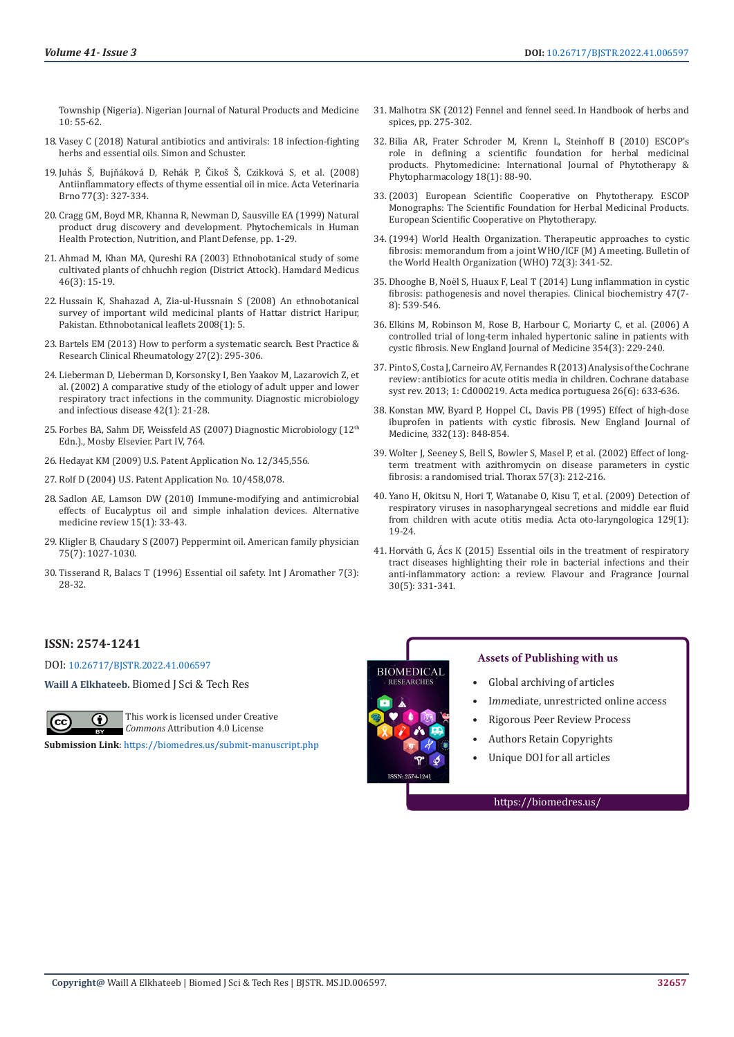Township (Nigeria). Nigerian Journal of Natural Products and Medicine 10: 55-62.

18. Vasey C (2018) Natural antibiotics and antivirals: 18 infection-fighting herbs and essential oils. Simon and Schuster.
19. Juhás Š, Bujňáková D, Rehák P, Čikoš Š, Czikková S, et al. (2008) Antiinflammatory effects of thyme essential oil in mice. Acta Veterinaria Brno 77(3): 327-334.
20. Cragg GM, Boyd MR, Khanna R, Newman D, Sausville EA (1999) Natural product drug discovery and development. Phytochemicals in Human Health Protection, Nutrition, and Plant Defense, pp. 1-29.
21. Ahmad M, Khan MA, Qureshi RA (2003) Ethnobotanical study of some cultivated plants of chhuchh region (District Attock). Hamdard Medicus 46(3): 15-19.
22. Hussain K, Shahazad A, Zia-ul-Hussnain S (2008) An ethnobotanical survey of important wild medicinal plants of Hattar district Haripur, Pakistan. Ethnobotanical leaflets 2008(1): 5.
23. Bartels EM (2013) How to perform a systematic search. Best Practice & Research Clinical Rheumatology 27(2): 295-306.
24. Lieberman D, Lieberman D, Korsonsky I, Ben Yaakov M, Lazarovich Z, et al. (2002) A comparative study of the etiology of adult upper and lower respiratory tract infections in the community. Diagnostic microbiology and infectious disease 42(1): 21-28.
25. Forbes BA, Sahm DF, Weissfeld AS (2007) Diagnostic Microbiology (12th Edn.)., Mosby Elsevier. Part IV, 764.
26. Hedayat KM (2009) U.S. Patent Application No. 12/345,556.
27. Rolf D (2004) U.S. Patent Application No. 10/458,078.
28. Sadlon AE, Lamson DW (2010) Immune-modifying and antimicrobial effects of Eucalyptus oil and simple inhalation devices. Alternative medicine review 15(1): 33-43.
29. Kligler B, Chaudary S (2007) Peppermint oil. American family physician 75(7): 1027-1030.
30. Tisserand R, Balacs T (1996) Essential oil safety. Int J Aromather 7(3): 28-32.
31. Malhotra SK (2012) Fennel and fennel seed. In Handbook of herbs and spices, pp. 275-302.
32. Bilia AR, Frater Schroder M, Krenn L, Steinhoff B (2010) ESCOP's role in defining a scientific foundation for herbal medicinal products. Phytomedicine: International Journal of Phytotherapy & Phytopharmacology 18(1): 88-90.
33. (2003) European Scientific Cooperative on Phytotherapy. ESCOP Monographs: The Scientific Foundation for Herbal Medicinal Products. European Scientific Cooperative on Phytotherapy.
34. (1994) World Health Organization. Therapeutic approaches to cystic fibrosis: memorandum from a joint WHO/ICF (M) A meeting. Bulletin of the World Health Organization (WHO) 72(3): 341-52.
35. Dhooghe B, Noël S, Huaux F, Leal T (2014) Lung inflammation in cystic fibrosis: pathogenesis and novel therapies. Clinical biochemistry 47(7-8): 539-546.
36. Elkins M, Robinson M, Rose B, Harbour C, Moriarty C, et al. (2006) A controlled trial of long-term inhaled hypertonic saline in patients with cystic fibrosis. New England Journal of Medicine 354(3): 229-240.
37. Pinto S, Costa J, Carneiro AV, Fernandes R (2013) Analysis of the Cochrane review: antibiotics for acute otitis media in children. Cochrane database syst rev. 2013; 1: Cd000219. Acta medica portuguesa 26(6): 633-636.
38. Konstan MW, Byard P, Hoppel CL, Davis PB (1995) Effect of high-dose ibuprofen in patients with cystic fibrosis. New England Journal of Medicine, 332(13): 848-854.
39. Wolter J, Seeney S, Bell S, Bowler S, Masel P, et al. (2002) Effect of long-term treatment with azithromycin on disease parameters in cystic fibrosis: a randomised trial. Thorax 57(3): 212-216.
40. Yano H, Okitsu N, Hori T, Watanabe O, Kisu T, et al. (2009) Detection of respiratory viruses in nasopharyngeal secretions and middle ear fluid from children with acute otitis media. Acta oto-laryngologica 129(1): 19-24.
41. Horváth G, Ács K (2015) Essential oils in the treatment of respiratory tract diseases highlighting their role in bacterial infections and their anti-inflammatory action: a review. Flavour and Fragrance Journal 30(5): 331-341.

**ISSN: 2574-1241**

DOI: 10.26717/BJSTR.2022.41.006597

**Waill A Elkhateeb.** Biomed J Sci & Tech Res

This work is licensed under Creative *Commons* Attribution 4.0 License

**Submission Link**: https://biomedres.us/submit-manuscript.php

**Assets of Publishing with us**

- Global archiving of articles
- Immediate, unrestricted online access
- Rigorous Peer Review Process
- Authors Retain Copyrights
- Unique DOI for all articles

https://biomedres.us/